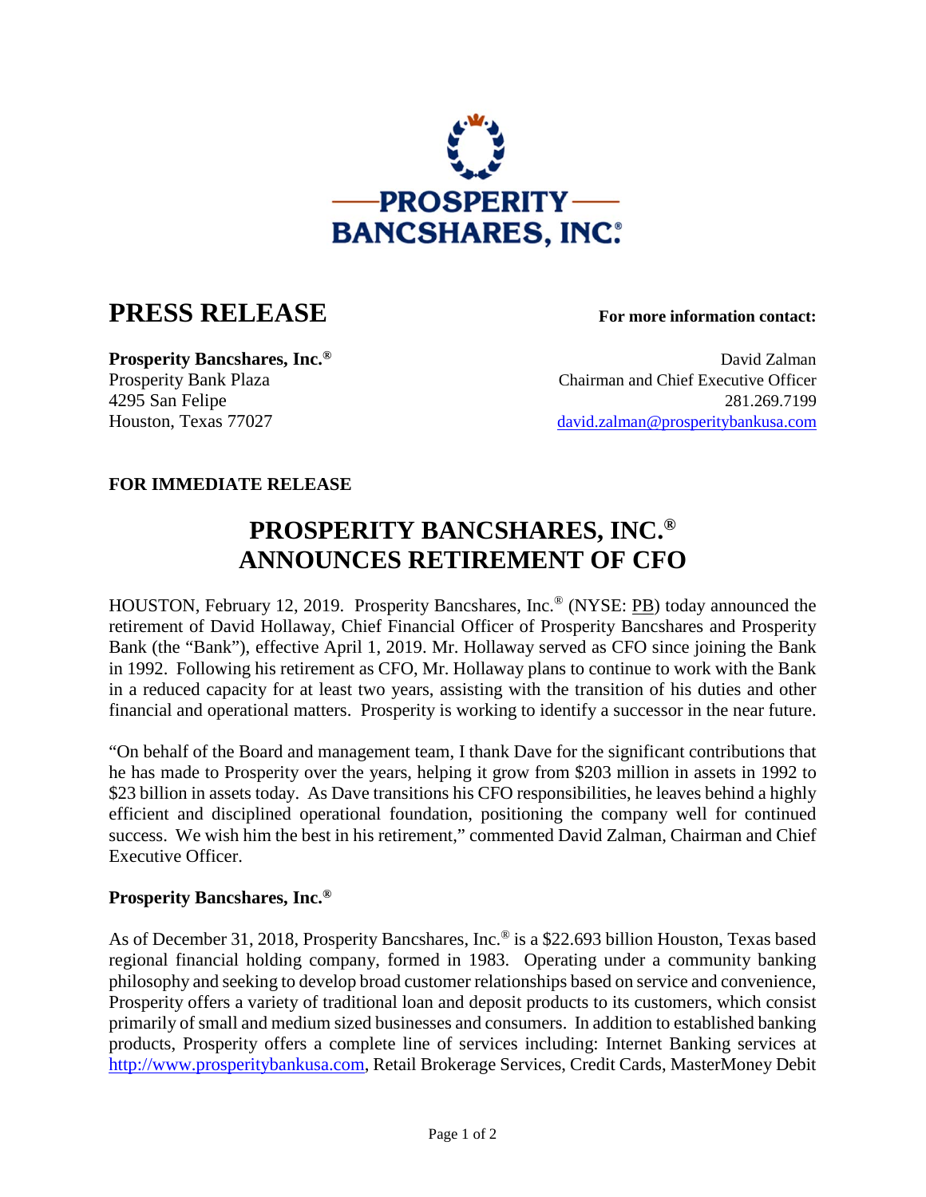**PROSPERITY BANCSHARES, INC.®**

# PRESS RELEASE

**For more information contact:**

**Prosperity Bancshares, Inc.®**
Prosperity Bank Plaza
4295 San Felipe
Houston, Texas 77027

David Zalman
Chairman and Chief Executive Officer
281.269.7199
david.zalman@prosperitybankusa.com

**FOR IMMEDIATE RELEASE**

## PROSPERITY BANCSHARES, INC.® ANNOUNCES RETIREMENT OF CFO

HOUSTON, February 12, 2019. Prosperity Bancshares, Inc.® (NYSE: PB) today announced the retirement of David Hollaway, Chief Financial Officer of Prosperity Bancshares and Prosperity Bank (the "Bank"), effective April 1, 2019. Mr. Hollaway served as CFO since joining the Bank in 1992. Following his retirement as CFO, Mr. Hollaway plans to continue to work with the Bank in a reduced capacity for at least two years, assisting with the transition of his duties and other financial and operational matters. Prosperity is working to identify a successor in the near future.

"On behalf of the Board and management team, I thank Dave for the significant contributions that he has made to Prosperity over the years, helping it grow from $203 million in assets in 1992 to $23 billion in assets today. As Dave transitions his CFO responsibilities, he leaves behind a highly efficient and disciplined operational foundation, positioning the company well for continued success. We wish him the best in his retirement," commented David Zalman, Chairman and Chief Executive Officer.

**Prosperity Bancshares, Inc.®**

As of December 31, 2018, Prosperity Bancshares, Inc.® is a $22.693 billion Houston, Texas based regional financial holding company, formed in 1983. Operating under a community banking philosophy and seeking to develop broad customer relationships based on service and convenience, Prosperity offers a variety of traditional loan and deposit products to its customers, which consist primarily of small and medium sized businesses and consumers. In addition to established banking products, Prosperity offers a complete line of services including: Internet Banking services at http://www.prosperitybankusa.com, Retail Brokerage Services, Credit Cards, MasterMoney Debit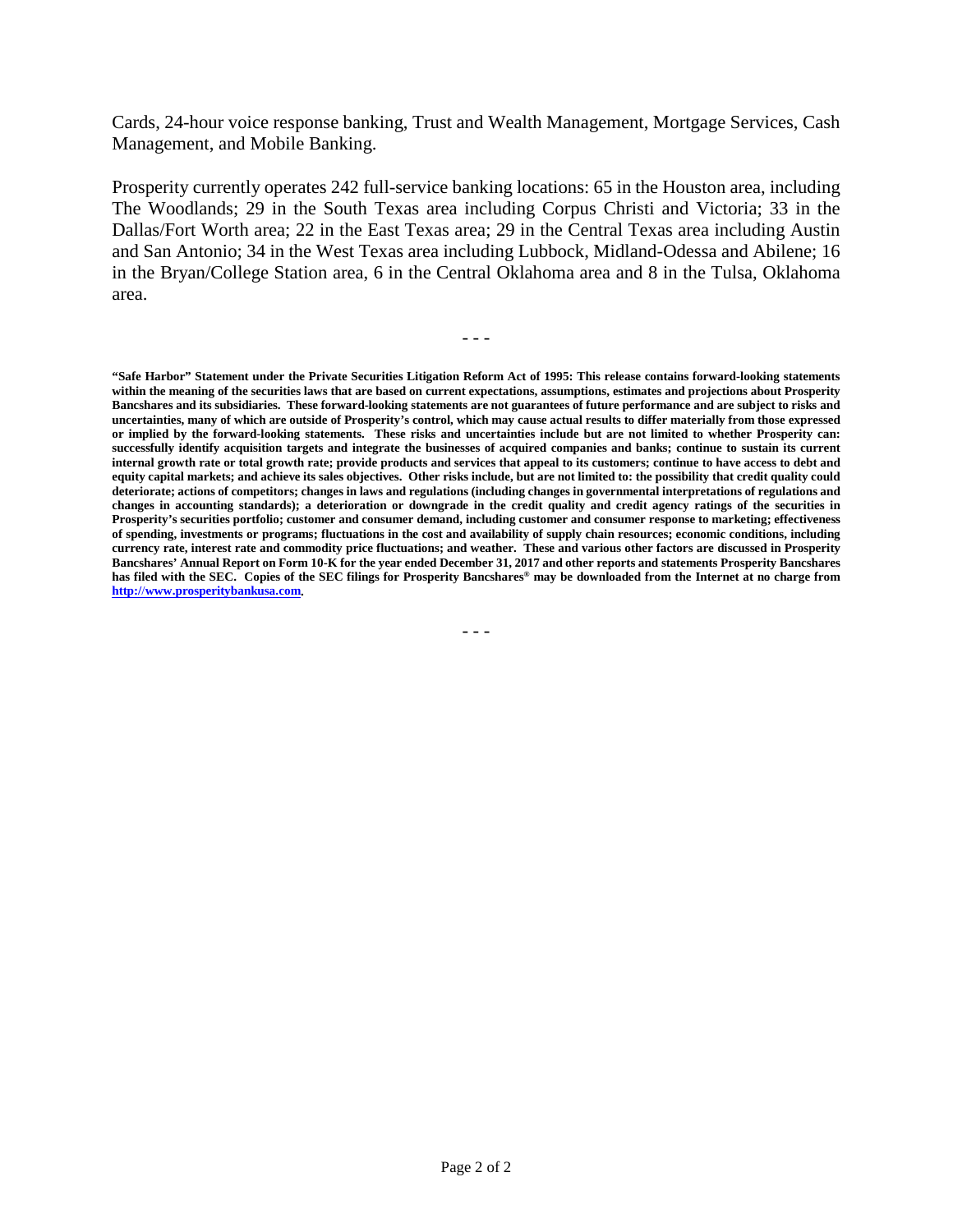Cards, 24-hour voice response banking, Trust and Wealth Management, Mortgage Services, Cash Management, and Mobile Banking.

Prosperity currently operates 242 full-service banking locations: 65 in the Houston area, including The Woodlands; 29 in the South Texas area including Corpus Christi and Victoria; 33 in the Dallas/Fort Worth area; 22 in the East Texas area; 29 in the Central Texas area including Austin and San Antonio; 34 in the West Texas area including Lubbock, Midland-Odessa and Abilene; 16 in the Bryan/College Station area, 6 in the Central Oklahoma area and 8 in the Tulsa, Oklahoma area.

- - -

**"Safe Harbor" Statement under the Private Securities Litigation Reform Act of 1995: This release contains forward-looking statements within the meaning of the securities laws that are based on current expectations, assumptions, estimates and projections about Prosperity Bancshares and its subsidiaries. These forward-looking statements are not guarantees of future performance and are subject to risks and uncertainties, many of which are outside of Prosperity's control, which may cause actual results to differ materially from those expressed or implied by the forward-looking statements. These risks and uncertainties include but are not limited to whether Prosperity can: successfully identify acquisition targets and integrate the businesses of acquired companies and banks; continue to sustain its current internal growth rate or total growth rate; provide products and services that appeal to its customers; continue to have access to debt and equity capital markets; and achieve its sales objectives. Other risks include, but are not limited to: the possibility that credit quality could deteriorate; actions of competitors; changes in laws and regulations (including changes in governmental interpretations of regulations and changes in accounting standards); a deterioration or downgrade in the credit quality and credit agency ratings of the securities in Prosperity's securities portfolio; customer and consumer demand, including customer and consumer response to marketing; effectiveness of spending, investments or programs; fluctuations in the cost and availability of supply chain resources; economic conditions, including currency rate, interest rate and commodity price fluctuations; and weather. These and various other factors are discussed in Prosperity Bancshares' Annual Report on Form 10-K for the year ended December 31, 2017 and other reports and statements Prosperity Bancshares has filed with the SEC. Copies of the SEC filings for Prosperity Bancshares® may be downloaded from the Internet at no charge from http://www.prosperitybankusa.com.**

- - -